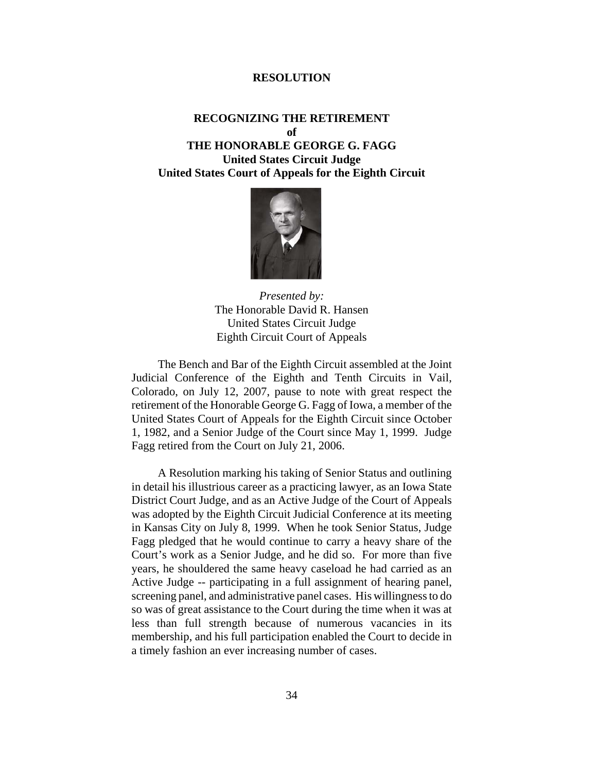# RESOLUTION

## RECOGNIZING THE RETIREMENT
## of
## THE HONORABLE GEORGE G. FAGG
## United States Circuit Judge
## United States Court of Appeals for the Eighth Circuit

*Presented by:*
The Honorable David R. Hansen
United States Circuit Judge
Eighth Circuit Court of Appeals

The Bench and Bar of the Eighth Circuit assembled at the Joint Judicial Conference of the Eighth and Tenth Circuits in Vail, Colorado, on July 12, 2007, pause to note with great respect the retirement of the Honorable George G. Fagg of Iowa, a member of the United States Court of Appeals for the Eighth Circuit since October 1, 1982, and a Senior Judge of the Court since May 1, 1999. Judge Fagg retired from the Court on July 21, 2006.

A Resolution marking his taking of Senior Status and outlining in detail his illustrious career as a practicing lawyer, as an Iowa State District Court Judge, and as an Active Judge of the Court of Appeals was adopted by the Eighth Circuit Judicial Conference at its meeting in Kansas City on July 8, 1999. When he took Senior Status, Judge Fagg pledged that he would continue to carry a heavy share of the Court's work as a Senior Judge, and he did so. For more than five years, he shouldered the same heavy caseload he had carried as an Active Judge -- participating in a full assignment of hearing panel, screening panel, and administrative panel cases. His willingness to do so was of great assistance to the Court during the time when it was at less than full strength because of numerous vacancies in its membership, and his full participation enabled the Court to decide in a timely fashion an ever increasing number of cases.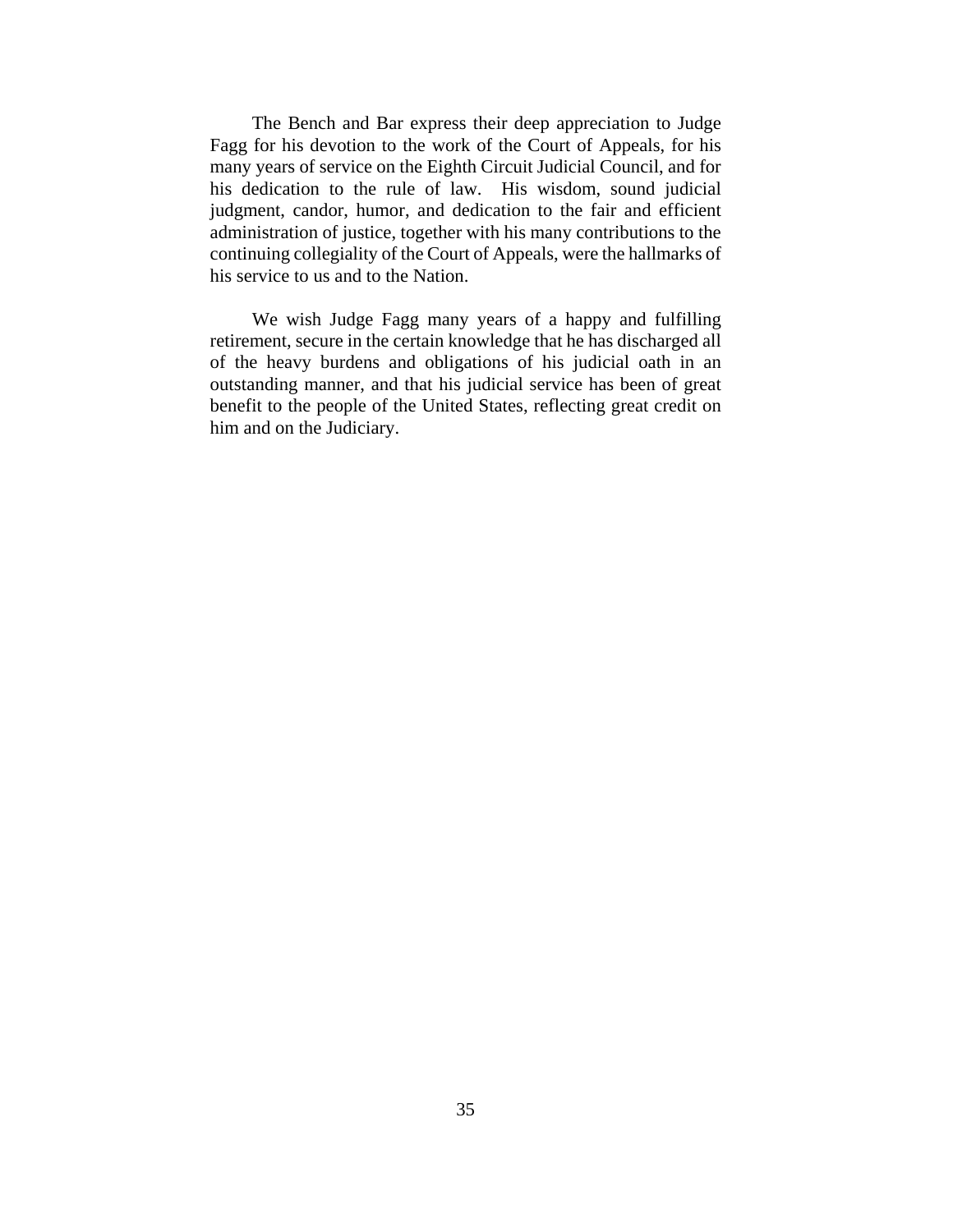The Bench and Bar express their deep appreciation to Judge Fagg for his devotion to the work of the Court of Appeals, for his many years of service on the Eighth Circuit Judicial Council, and for his dedication to the rule of law. His wisdom, sound judicial judgment, candor, humor, and dedication to the fair and efficient administration of justice, together with his many contributions to the continuing collegiality of the Court of Appeals, were the hallmarks of his service to us and to the Nation.

We wish Judge Fagg many years of a happy and fulfilling retirement, secure in the certain knowledge that he has discharged all of the heavy burdens and obligations of his judicial oath in an outstanding manner, and that his judicial service has been of great benefit to the people of the United States, reflecting great credit on him and on the Judiciary.